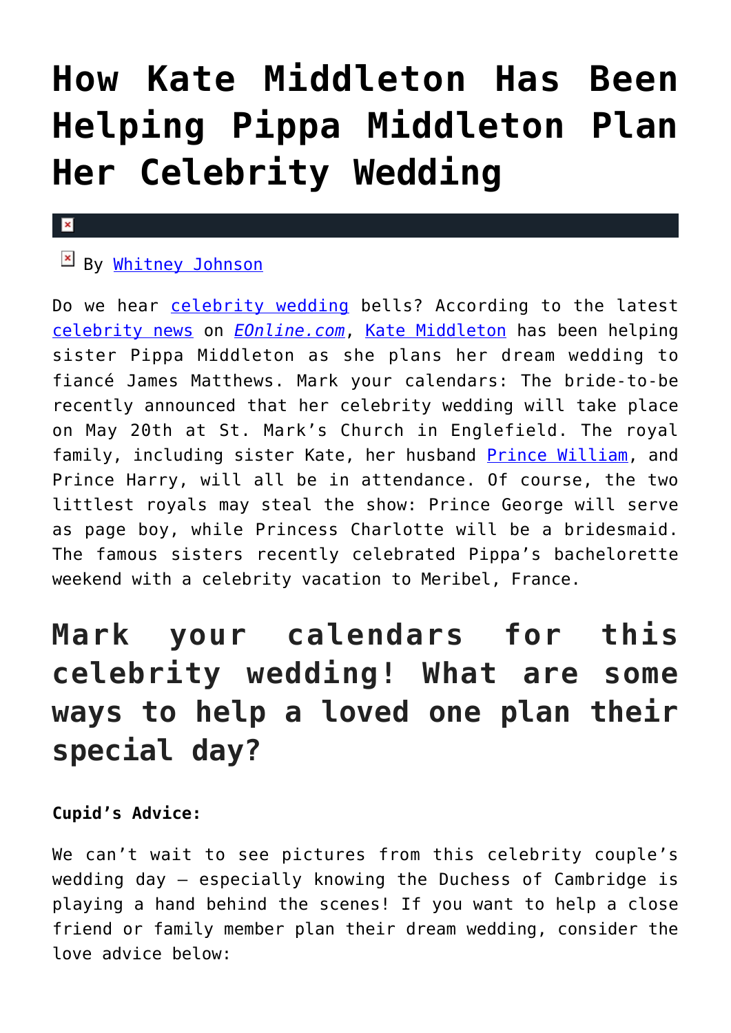# How Kate Middleton Has Been Helping Pippa Middleton Plan Her Celebrity Wedding

By Whitney Johnson

Do we hear celebrity wedding bells? According to the latest celebrity news on *EOnline.com*, Kate Middleton has been helping sister Pippa Middleton as she plans her dream wedding to fiancé James Matthews. Mark your calendars: The bride-to-be recently announced that her celebrity wedding will take place on May 20th at St. Mark's Church in Englefield. The royal family, including sister Kate, her husband Prince William, and Prince Harry, will all be in attendance. Of course, the two littlest royals may steal the show: Prince George will serve as page boy, while Princess Charlotte will be a bridesmaid. The famous sisters recently celebrated Pippa's bachelorette weekend with a celebrity vacation to Meribel, France.

## Mark your calendars for this celebrity wedding! What are some ways to help a loved one plan their special day?

**Cupid's Advice:**

We can't wait to see pictures from this celebrity couple's wedding day – especially knowing the Duchess of Cambridge is playing a hand behind the scenes! If you want to help a close friend or family member plan their dream wedding, consider the love advice below: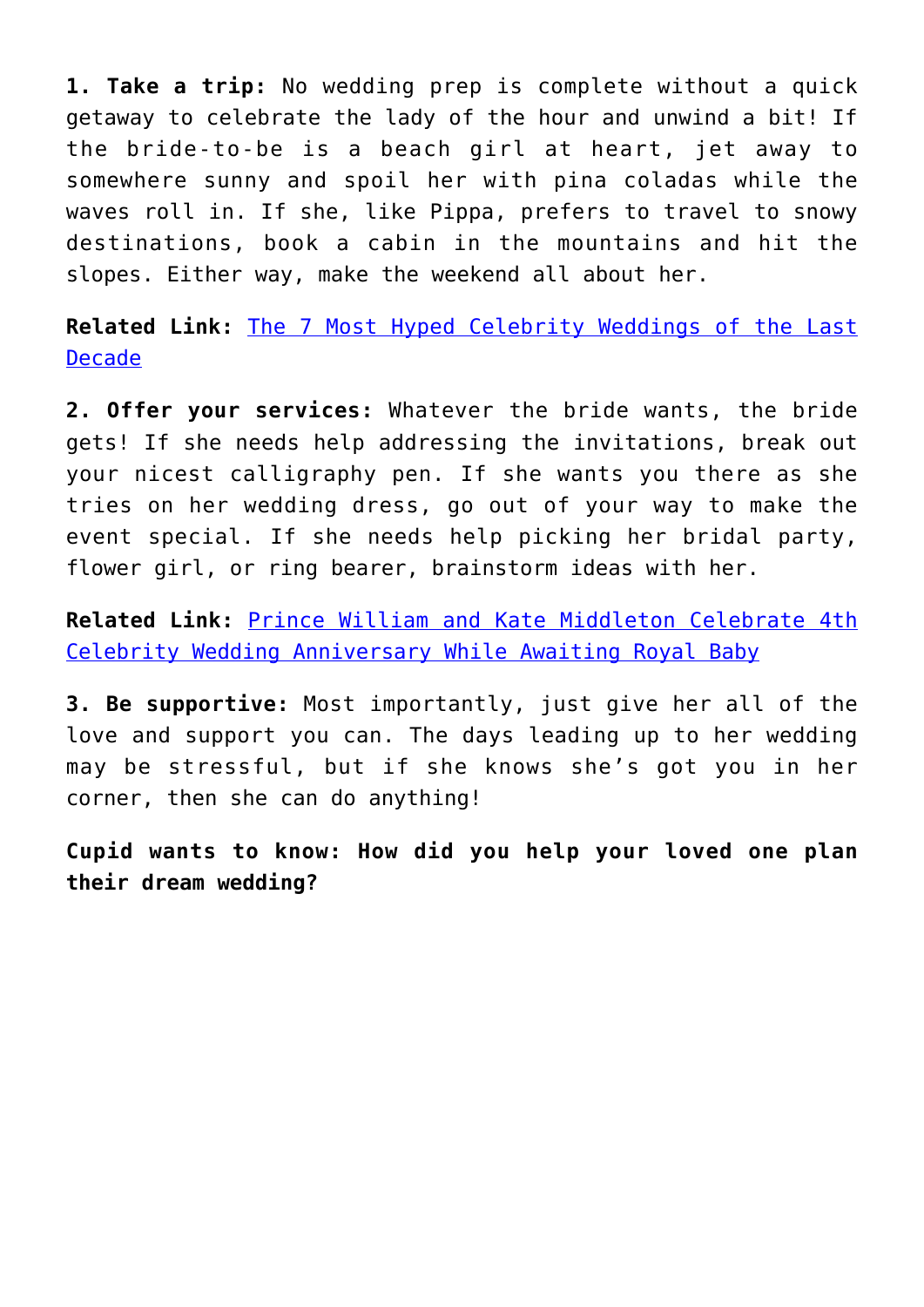**1. Take a trip:** No wedding prep is complete without a quick getaway to celebrate the lady of the hour and unwind a bit! If the bride-to-be is a beach girl at heart, jet away to somewhere sunny and spoil her with pina coladas while the waves roll in. If she, like Pippa, prefers to travel to snowy destinations, book a cabin in the mountains and hit the slopes. Either way, make the weekend all about her.

**Related Link:** The 7 Most Hyped Celebrity Weddings of the Last Decade

**2. Offer your services:** Whatever the bride wants, the bride gets! If she needs help addressing the invitations, break out your nicest calligraphy pen. If she wants you there as she tries on her wedding dress, go out of your way to make the event special. If she needs help picking her bridal party, flower girl, or ring bearer, brainstorm ideas with her.

**Related Link:** Prince William and Kate Middleton Celebrate 4th Celebrity Wedding Anniversary While Awaiting Royal Baby

**3. Be supportive:** Most importantly, just give her all of the love and support you can. The days leading up to her wedding may be stressful, but if she knows she's got you in her corner, then she can do anything!

**Cupid wants to know: How did you help your loved one plan their dream wedding?**